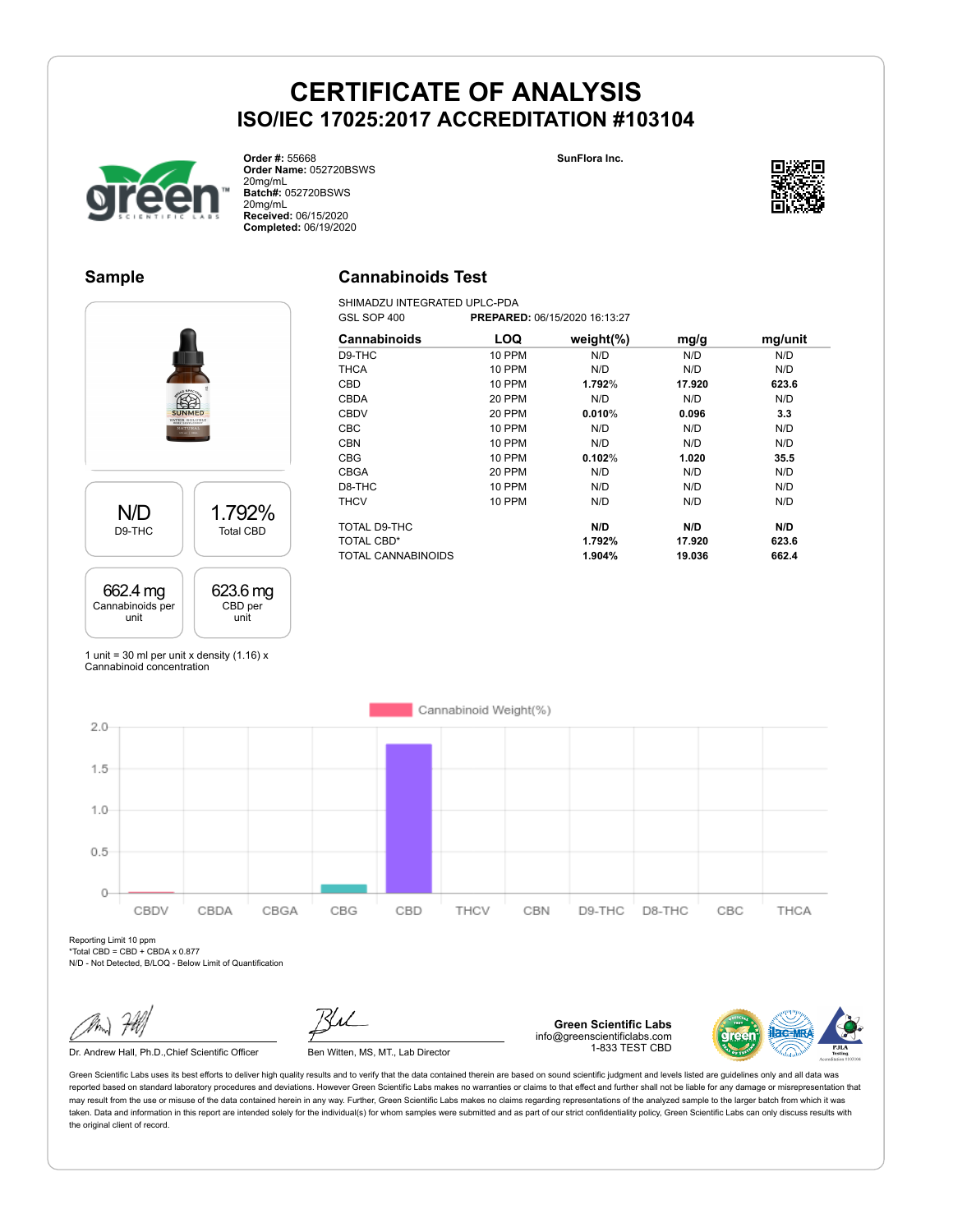# CERTIFICATE OF ANALYSIS

## ISO/IEC 17025:2017 ACCREDITATION #103104

**Order #:** 55668
**Order Name:** 052720BSWS 20mg/mL
**Batch#:** 052720BSWS 20mg/mL
**Received:** 06/15/2020
**Completed:** 06/19/2020

**SunFlora Inc.**

## Sample

| N/D | 1.792% |
|---|---|
| D9-THC | Total CBD |

| 662.4 mg | 623.6 mg |
|---|---|
| Cannabinoids per unit | CBD per unit |

1 unit = 30 ml per unit x density (1.16) x Cannabinoid concentration

## Cannabinoids Test

SHIMADZU INTEGRATED UPLC-PDA
GSL SOP 400 **PREPARED:** 06/15/2020 16:13:27

| Cannabinoids | LOQ | weight(%) | mg/g | mg/unit |
|---|---|---|---|---|
| D9-THC | 10 PPM | N/D | N/D | N/D |
| THCA | 10 PPM | N/D | N/D | N/D |
| CBD | 10 PPM | **1.792%** | **17.920** | **623.6** |
| CBDA | 20 PPM | N/D | N/D | N/D |
| CBDV | 20 PPM | **0.010%** | **0.096** | **3.3** |
| CBC | 10 PPM | N/D | N/D | N/D |
| CBN | 10 PPM | N/D | N/D | N/D |
| CBG | 10 PPM | **0.102%** | **1.020** | **35.5** |
| CBGA | 20 PPM | N/D | N/D | N/D |
| D8-THC | 10 PPM | N/D | N/D | N/D |
| THCV | 10 PPM | N/D | N/D | N/D |
| TOTAL D9-THC | | **N/D** | **N/D** | **N/D** |
| TOTAL CBD* | | **1.792%** | **17.920** | **623.6** |
| TOTAL CANNABINOIDS | | **1.904%** | **19.036** | **662.4** |

Reporting Limit 10 ppm
*Total CBD = CBD + CBDA x 0.877
N/D - Not Detected, B/LOQ - Below Limit of Quantification

Dr. Andrew Hall, Ph.D.,Chief Scientific Officer

Ben Witten, MS, MT., Lab Director

**Green Scientific Labs**
info@greenscientificlabs.com
1-833 TEST CBD

Green Scientific Labs uses its best efforts to deliver high quality results and to verify that the data contained therein are based on sound scientific judgment and levels listed are guidelines only and all data was reported based on standard laboratory procedures and deviations. However Green Scientific Labs makes no warranties or claims to that effect and further shall not be liable for any damage or misrepresentation that may result from the use or misuse of the data contained herein in any way. Further, Green Scientific Labs makes no claims regarding representations of the analyzed sample to the larger batch from which it was taken. Data and information in this report are intended solely for the individual(s) for whom samples were submitted and as part of our strict confidentiality policy, Green Scientific Labs can only discuss results with the original client of record.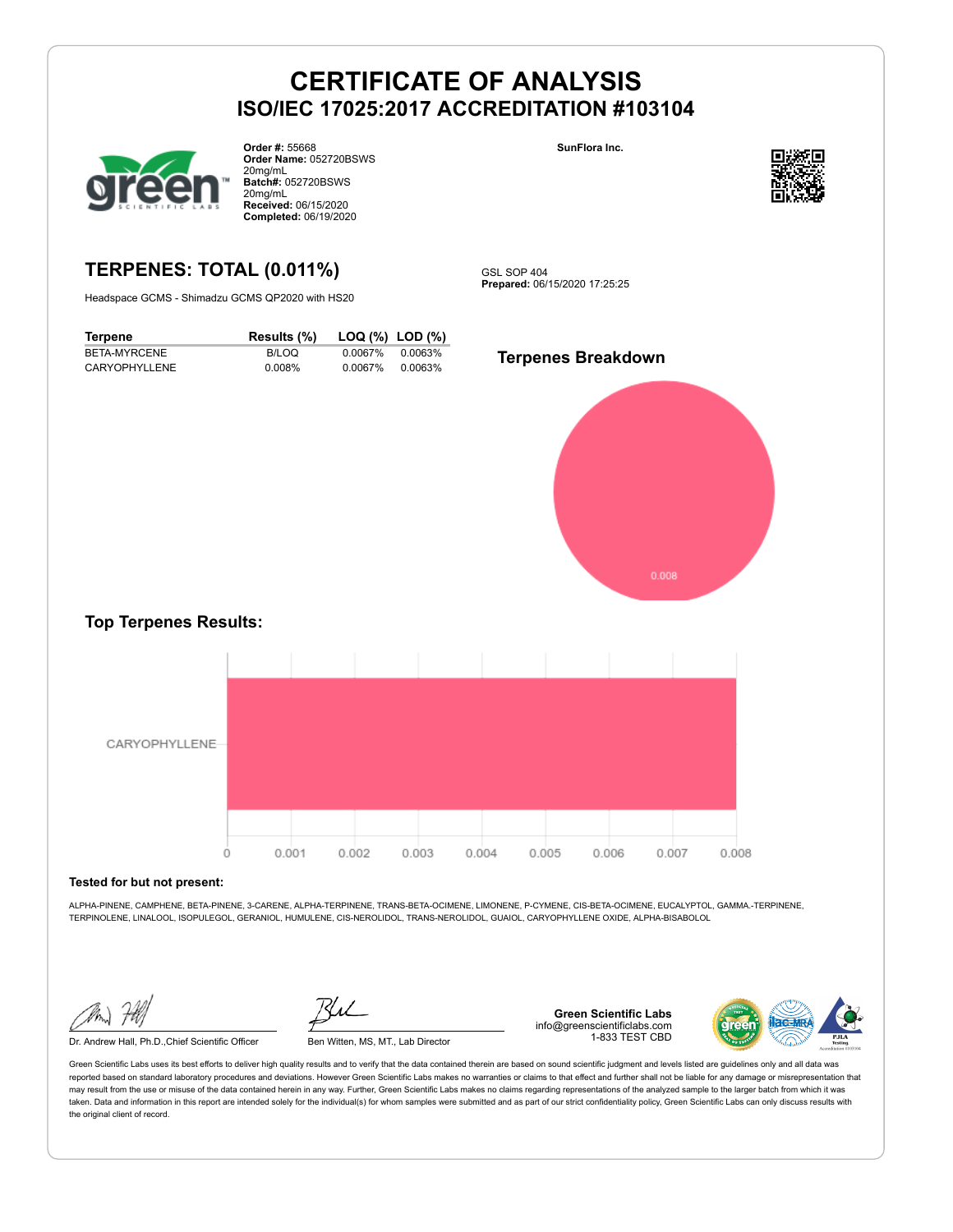# CERTIFICATE OF ANALYSIS
## ISO/IEC 17025:2017 ACCREDITATION #103104

**Order #:** 55668
**Order Name:** 052720BSWS 20mg/mL
**Batch#:** 052720BSWS 20mg/mL
**Received:** 06/15/2020
**Completed:** 06/19/2020

**SunFlora Inc.**

## TERPENES: TOTAL (0.011%)

Headspace GCMS - Shimadzu GCMS QP2020 with HS20

GSL SOP 404
**Prepared:** 06/15/2020 17:25:25

| Terpene | Results (%) | LOQ (%) | LOD (%) |
|---|---|---|---|
| BETA-MYRCENE | B/LOQ | 0.0067% | 0.0063% |
| CARYOPHYLLENE | 0.008% | 0.0067% | 0.0063% |

### Terpenes Breakdown

0.008

### Top Terpenes Results:

CARYOPHYLLENE

0 0.001 0.002 0.003 0.004 0.005 0.006 0.007 0.008

**Tested for but not present:**

ALPHA-PINENE, CAMPHENE, BETA-PINENE, 3-CARENE, ALPHA-TERPINENE, TRANS-BETA-OCIMENE, LIMONENE, P-CYMENE, CIS-BETA-OCIMENE, EUCALYPTOL, GAMMA.-TERPINENE, TERPINOLENE, LINALOOL, ISOPULEGOL, GERANIOL, HUMULENE, CIS-NEROLIDOL, TRANS-NEROLIDOL, GUAIOL, CARYOPHYLLENE OXIDE, ALPHA-BISABOLOL

Dr. Andrew Hall, Ph.D.,Chief Scientific Officer

Ben Witten, MS, MT., Lab Director

**Green Scientific Labs**
info@greenscientificlabs.com
1-833 TEST CBD

Green Scientific Labs uses its best efforts to deliver high quality results and to verify that the data contained therein are based on sound scientific judgment and levels listed are guidelines only and all data was reported based on standard laboratory procedures and deviations. However Green Scientific Labs makes no warranties or claims to that effect and further shall not be liable for any damage or misrepresentation that may result from the use or misuse of the data contained herein in any way. Further, Green Scientific Labs makes no claims regarding representations of the analyzed sample to the larger batch from which it was taken. Data and information in this report are intended solely for the individual(s) for whom samples were submitted and as part of our strict confidentiality policy, Green Scientific Labs can only discuss results with the original client of record.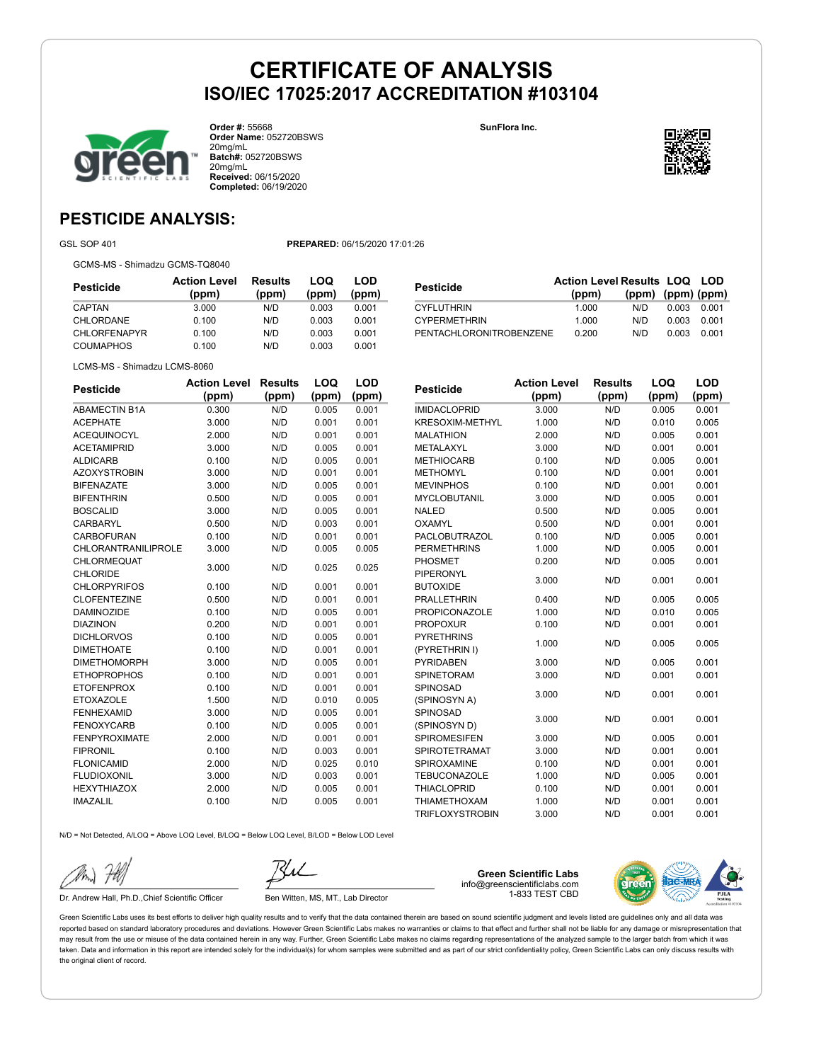# CERTIFICATE OF ANALYSIS
## ISO/IEC 17025:2017 ACCREDITATION #103104

**Order #:** 55668
**Order Name:** 052720BSWS 20mg/mL
**Batch#:** 052720BSWS 20mg/mL
**Received:** 06/15/2020
**Completed:** 06/19/2020

**SunFlora Inc.**

## PESTICIDE ANALYSIS:

GSL SOP 401

**PREPARED:** 06/15/2020 17:01:26

GCMS-MS - Shimadzu GCMS-TQ8040

| Pesticide | Action Level (ppm) | Results (ppm) | LOQ (ppm) | LOD (ppm) |
|---|---|---|---|---|
| CAPTAN | 3.000 | N/D | 0.003 | 0.001 |
| CHLORDANE | 0.100 | N/D | 0.003 | 0.001 |
| CHLORFENAPYR | 0.100 | N/D | 0.003 | 0.001 |
| COUMAPHOS | 0.100 | N/D | 0.003 | 0.001 |
| CYFLUTHRIN | 1.000 | N/D | 0.003 | 0.001 |
| CYPERMETHRIN | 1.000 | N/D | 0.003 | 0.001 |
| PENTACHLORONITROBENZENE | 0.200 | N/D | 0.003 | 0.001 |

LCMS-MS - Shimadzu LCMS-8060

| Pesticide | Action Level (ppm) | Results (ppm) | LOQ (ppm) | LOD (ppm) |
|---|---|---|---|---|
| ABAMECTIN B1A | 0.300 | N/D | 0.005 | 0.001 |
| ACEPHATE | 3.000 | N/D | 0.001 | 0.001 |
| ACEQUINOCYL | 2.000 | N/D | 0.001 | 0.001 |
| ACETAMIPRID | 3.000 | N/D | 0.005 | 0.001 |
| ALDICARB | 0.100 | N/D | 0.005 | 0.001 |
| AZOXYSTROBIN | 3.000 | N/D | 0.001 | 0.001 |
| BIFENAZATE | 3.000 | N/D | 0.005 | 0.001 |
| BIFENTHRIN | 0.500 | N/D | 0.005 | 0.001 |
| BOSCALID | 3.000 | N/D | 0.005 | 0.001 |
| CARBARYL | 0.500 | N/D | 0.003 | 0.001 |
| CARBOFURAN | 0.100 | N/D | 0.001 | 0.001 |
| CHLORANTRANILIPROLE | 3.000 | N/D | 0.005 | 0.005 |
| CHLORMEQUAT CHLORIDE | 3.000 | N/D | 0.025 | 0.025 |
| CHLORPYRIFOS | 0.100 | N/D | 0.001 | 0.001 |
| CLOFENTEZINE | 0.500 | N/D | 0.001 | 0.001 |
| DAMINOZIDE | 0.100 | N/D | 0.005 | 0.001 |
| DIAZINON | 0.200 | N/D | 0.001 | 0.001 |
| DICHLORVOS | 0.100 | N/D | 0.005 | 0.001 |
| DIMETHOATE | 0.100 | N/D | 0.001 | 0.001 |
| DIMETHOMORPH | 3.000 | N/D | 0.005 | 0.001 |
| ETHOPROPHOS | 0.100 | N/D | 0.001 | 0.001 |
| ETOFENPROX | 0.100 | N/D | 0.001 | 0.001 |
| ETOXAZOLE | 1.500 | N/D | 0.010 | 0.005 |
| FENHEXAMID | 3.000 | N/D | 0.005 | 0.001 |
| FENOXYCARB | 0.100 | N/D | 0.005 | 0.001 |
| FENPYROXIMATE | 2.000 | N/D | 0.001 | 0.001 |
| FIPRONIL | 0.100 | N/D | 0.003 | 0.001 |
| FLONICAMID | 2.000 | N/D | 0.025 | 0.010 |
| FLUDIOXONIL | 3.000 | N/D | 0.003 | 0.001 |
| HEXYTHIAZOX | 2.000 | N/D | 0.005 | 0.001 |
| IMAZALIL | 0.100 | N/D | 0.005 | 0.001 |
| IMIDACLOPRID | 3.000 | N/D | 0.005 | 0.001 |
| KRESOXIM-METHYL | 1.000 | N/D | 0.010 | 0.005 |
| MALATHION | 2.000 | N/D | 0.005 | 0.001 |
| METALAXYL | 3.000 | N/D | 0.001 | 0.001 |
| METHIOCARB | 0.100 | N/D | 0.005 | 0.001 |
| METHOMYL | 0.100 | N/D | 0.001 | 0.001 |
| MEVINPHOS | 0.100 | N/D | 0.001 | 0.001 |
| MYCLOBUTANIL | 3.000 | N/D | 0.005 | 0.001 |
| NALED | 0.500 | N/D | 0.005 | 0.001 |
| OXAMYL | 0.500 | N/D | 0.001 | 0.001 |
| PACLOBUTRAZOL | 0.100 | N/D | 0.005 | 0.001 |
| PERMETHRINS | 1.000 | N/D | 0.005 | 0.001 |
| PHOSMET | 0.200 | N/D | 0.005 | 0.001 |
| PIPERONYL BUTOXIDE | 3.000 | N/D | 0.001 | 0.001 |
| PRALLETHRIN | 0.400 | N/D | 0.005 | 0.005 |
| PROPICONAZOLE | 1.000 | N/D | 0.010 | 0.005 |
| PROPOXUR | 0.100 | N/D | 0.001 | 0.001 |
| PYRETHRINS (PYRETHRIN I) | 1.000 | N/D | 0.005 | 0.005 |
| PYRIDABEN | 3.000 | N/D | 0.005 | 0.001 |
| SPINETORAM | 3.000 | N/D | 0.001 | 0.001 |
| SPINOSAD (SPINOSYN A) | 3.000 | N/D | 0.001 | 0.001 |
| SPINOSAD (SPINOSYN D) | 3.000 | N/D | 0.001 | 0.001 |
| SPIROMESIFEN | 3.000 | N/D | 0.005 | 0.001 |
| SPIROTETRAMAT | 3.000 | N/D | 0.001 | 0.001 |
| SPIROXAMINE | 0.100 | N/D | 0.001 | 0.001 |
| TEBUCONAZOLE | 1.000 | N/D | 0.005 | 0.001 |
| THIACLOPRID | 0.100 | N/D | 0.001 | 0.001 |
| THIAMETHOXAM | 1.000 | N/D | 0.001 | 0.001 |
| TRIFLOXYSTROBIN | 3.000 | N/D | 0.001 | 0.001 |

N/D = Not Detected, A/LOQ = Above LOQ Level, B/LOQ = Below LOQ Level, B/LOD = Below LOD Level

Dr. Andrew Hall, Ph.D.,Chief Scientific Officer

Ben Witten, MS, MT., Lab Director

**Green Scientific Labs**
info@greenscientificlabs.com
1-833 TEST CBD

Green Scientific Labs uses its best efforts to deliver high quality results and to verify that the data contained therein are based on sound scientific judgment and levels listed are guidelines only and all data was reported based on standard laboratory procedures and deviations. However Green Scientific Labs makes no warranties or claims to that effect and further shall not be liable for any damage or misrepresentation that may result from the use or misuse of the data contained herein in any way. Further, Green Scientific Labs makes no claims regarding representations of the analyzed sample to the larger batch from which it was taken. Data and information in this report are intended solely for the individual(s) for whom samples were submitted and as part of our strict confidentiality policy, Green Scientific Labs can only discuss results with the original client of record.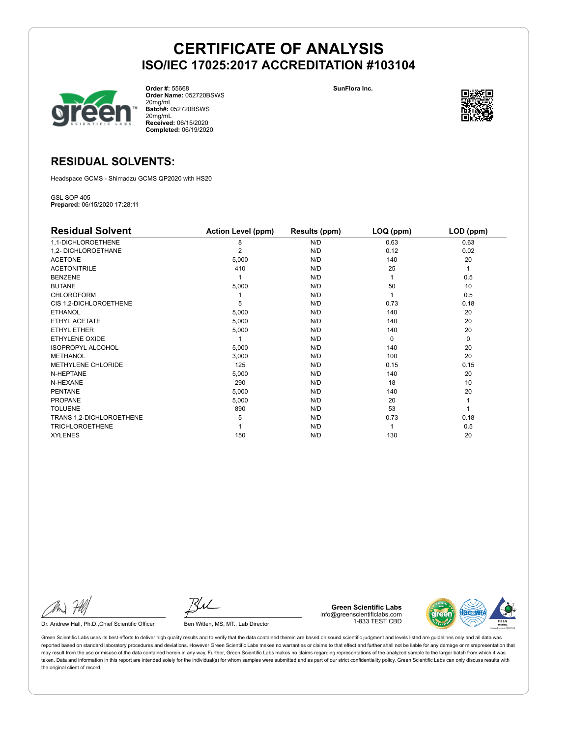# CERTIFICATE OF ANALYSIS

## ISO/IEC 17025:2017 ACCREDITATION #103104

**Order #:** 55668
**Order Name:** 052720BSWS 20mg/mL
**Batch#:** 052720BSWS 20mg/mL
**Received:** 06/15/2020
**Completed:** 06/19/2020

**SunFlora Inc.**

## RESIDUAL SOLVENTS:

Headspace GCMS - Shimadzu GCMS QP2020 with HS20

GSL SOP 405
**Prepared:** 06/15/2020 17:28:11

| Residual Solvent | Action Level (ppm) | Results (ppm) | LOQ (ppm) | LOD (ppm) |
|---|---|---|---|---|
| 1,1-DICHLOROETHENE | 8 | N/D | 0.63 | 0.63 |
| 1,2- DICHLOROETHANE | 2 | N/D | 0.12 | 0.02 |
| ACETONE | 5,000 | N/D | 140 | 20 |
| ACETONITRILE | 410 | N/D | 25 | 1 |
| BENZENE | 1 | N/D | 1 | 0.5 |
| BUTANE | 5,000 | N/D | 50 | 10 |
| CHLOROFORM | 1 | N/D | 1 | 0.5 |
| CIS 1,2-DICHLOROETHENE | 5 | N/D | 0.73 | 0.18 |
| ETHANOL | 5,000 | N/D | 140 | 20 |
| ETHYL ACETATE | 5,000 | N/D | 140 | 20 |
| ETHYL ETHER | 5,000 | N/D | 140 | 20 |
| ETHYLENE OXIDE | 1 | N/D | 0 | 0 |
| ISOPROPYL ALCOHOL | 5,000 | N/D | 140 | 20 |
| METHANOL | 3,000 | N/D | 100 | 20 |
| METHYLENE CHLORIDE | 125 | N/D | 0.15 | 0.15 |
| N-HEPTANE | 5,000 | N/D | 140 | 20 |
| N-HEXANE | 290 | N/D | 18 | 10 |
| PENTANE | 5,000 | N/D | 140 | 20 |
| PROPANE | 5,000 | N/D | 20 | 1 |
| TOLUENE | 890 | N/D | 53 | 1 |
| TRANS 1,2-DICHLOROETHENE | 5 | N/D | 0.73 | 0.18 |
| TRICHLOROETHENE | 1 | N/D | 1 | 0.5 |
| XYLENES | 150 | N/D | 130 | 20 |

Dr. Andrew Hall, Ph.D.,Chief Scientific Officer

Ben Witten, MS, MT., Lab Director

**Green Scientific Labs**
info@greenscientificlabs.com
1-833 TEST CBD

Green Scientific Labs uses its best efforts to deliver high quality results and to verify that the data contained therein are based on sound scientific judgment and levels listed are guidelines only and all data was reported based on standard laboratory procedures and deviations. However Green Scientific Labs makes no warranties or claims to that effect and further shall not be liable for any damage or misrepresentation that may result from the use or misuse of the data contained herein in any way. Further, Green Scientific Labs makes no claims regarding representations of the analyzed sample to the larger batch from which it was taken. Data and information in this report are intended solely for the individual(s) for whom samples were submitted and as part of our strict confidentiality policy, Green Scientific Labs can only discuss results with the original client of record.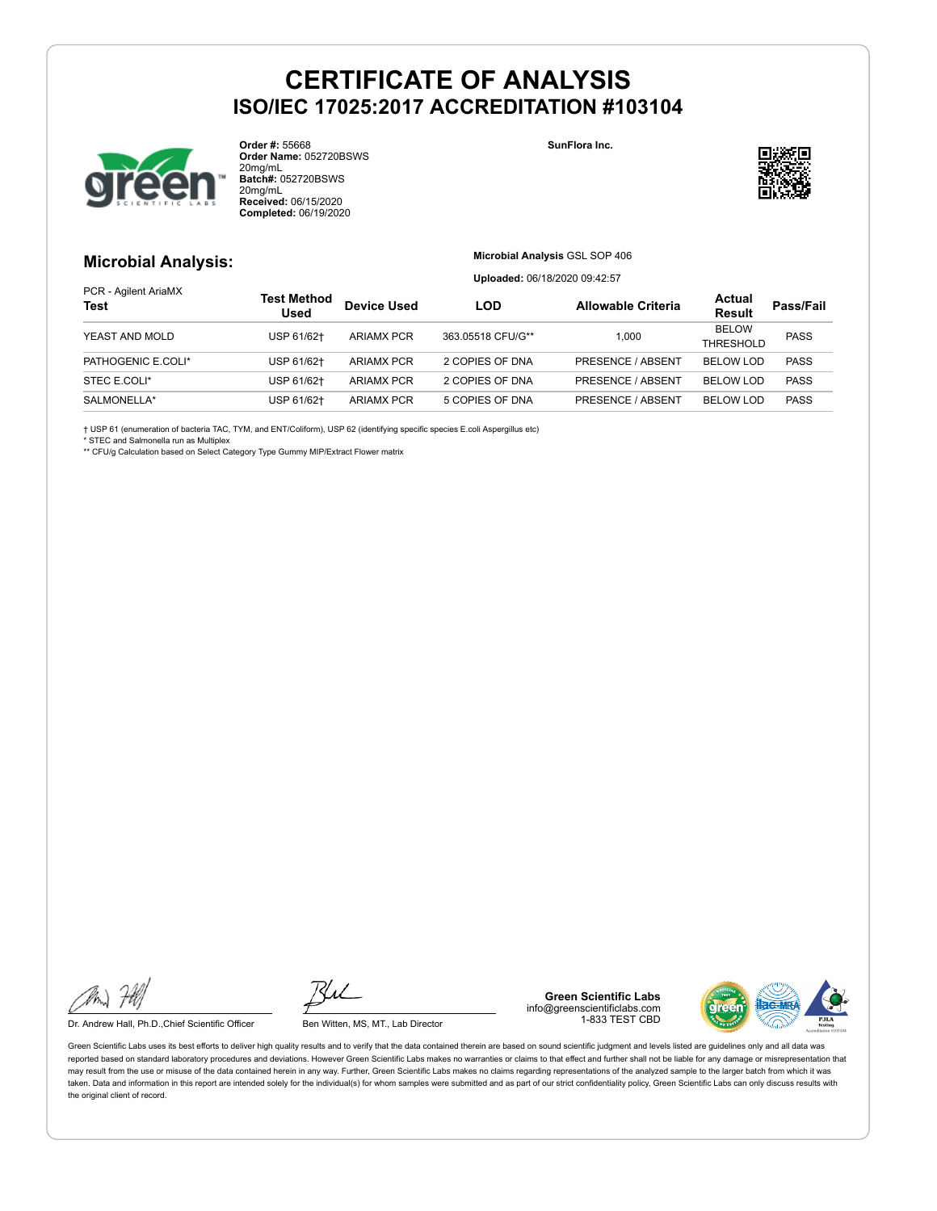# CERTIFICATE OF ANALYSIS

## ISO/IEC 17025:2017 ACCREDITATION #103104

**Order #:** 55668
**Order Name:** 052720BSWS 20mg/mL
**Batch#:** 052720BSWS 20mg/mL
**Received:** 06/15/2020
**Completed:** 06/19/2020

SunFlora Inc.

## Microbial Analysis:

**Microbial Analysis** GSL SOP 406

**Uploaded:** 06/18/2020 09:42:57

PCR - Agilent AriaMX

| Test | Test Method Used | Device Used | LOD | Allowable Criteria | Actual Result | Pass/Fail |
|---|---|---|---|---|---|---|
| YEAST AND MOLD | USP 61/62† | ARIAMX PCR | 363.05518 CFU/G** | 1,000 | BELOW THRESHOLD | PASS |
| PATHOGENIC E.COLI* | USP 61/62† | ARIAMX PCR | 2 COPIES OF DNA | PRESENCE / ABSENT | BELOW LOD | PASS |
| STEC E.COLI* | USP 61/62† | ARIAMX PCR | 2 COPIES OF DNA | PRESENCE / ABSENT | BELOW LOD | PASS |
| SALMONELLA* | USP 61/62† | ARIAMX PCR | 5 COPIES OF DNA | PRESENCE / ABSENT | BELOW LOD | PASS |

† USP 61 (enumeration of bacteria TAC, TYM, and ENT/Coliform), USP 62 (identifying specific species E.coli Aspergillus etc)
* STEC and Salmonella run as Multiplex
** CFU/g Calculation based on Select Category Type Gummy MIP/Extract Flower matrix

Dr. Andrew Hall, Ph.D.,Chief Scientific Officer

Ben Witten, MS, MT., Lab Director

**Green Scientific Labs**
info@greenscientificlabs.com
1-833 TEST CBD

Green Scientific Labs uses its best efforts to deliver high quality results and to verify that the data contained therein are based on sound scientific judgment and levels listed are guidelines only and all data was reported based on standard laboratory procedures and deviations. However Green Scientific Labs makes no warranties or claims to that effect and further shall not be liable for any damage or misrepresentation that may result from the use or misuse of the data contained herein in any way. Further, Green Scientific Labs makes no claims regarding representations of the analyzed sample to the larger batch from which it was taken. Data and information in this report are intended solely for the individual(s) for whom samples were submitted and as part of our strict confidentiality policy, Green Scientific Labs can only discuss results with the original client of record.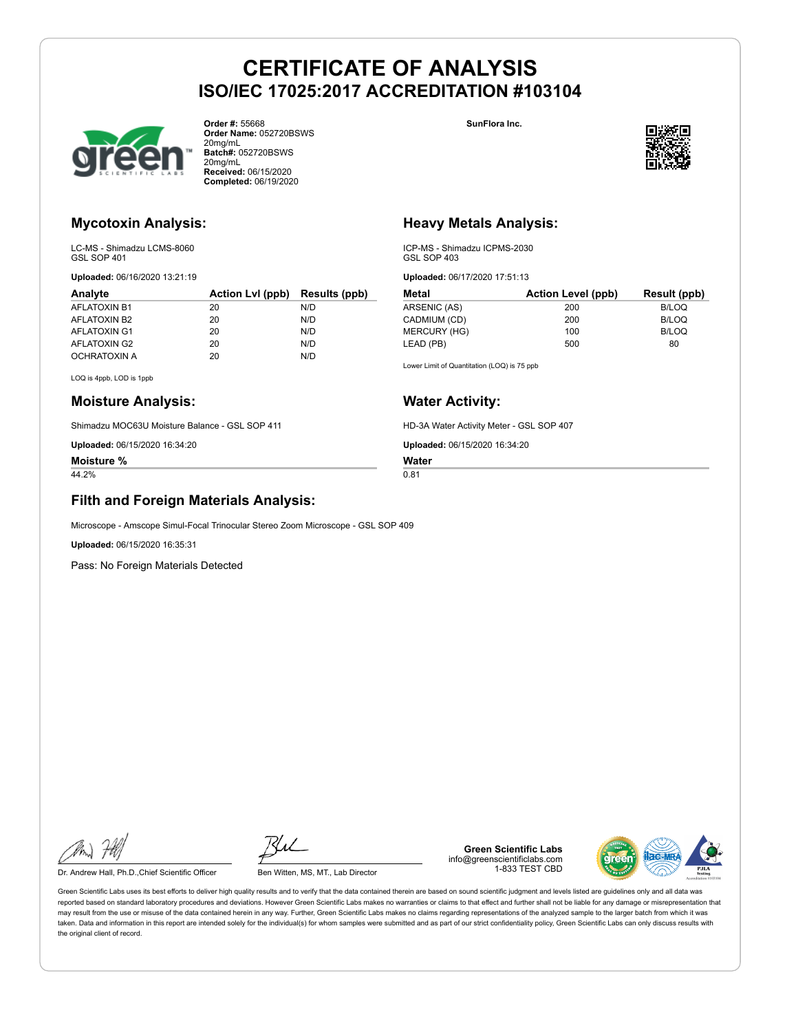# CERTIFICATE OF ANALYSIS

## ISO/IEC 17025:2017 ACCREDITATION #103104

**Order #:** 55668
**Order Name:** 052720BSWS 20mg/mL
**Batch#:** 052720BSWS 20mg/mL
**Received:** 06/15/2020
**Completed:** 06/19/2020

**SunFlora Inc.**

## Mycotoxin Analysis:

LC-MS - Shimadzu LCMS-8060
GSL SOP 401

**Uploaded:** 06/16/2020 13:21:19

| Analyte | Action Lvl (ppb) | Results (ppb) |
|---|---|---|
| AFLATOXIN B1 | 20 | N/D |
| AFLATOXIN B2 | 20 | N/D |
| AFLATOXIN G1 | 20 | N/D |
| AFLATOXIN G2 | 20 | N/D |
| OCHRATOXIN A | 20 | N/D |

LOQ is 4ppb, LOD is 1ppb

## Heavy Metals Analysis:

ICP-MS - Shimadzu ICPMS-2030
GSL SOP 403

**Uploaded:** 06/17/2020 17:51:13

| Metal | Action Level (ppb) | Result (ppb) |
|---|---|---|
| ARSENIC (AS) | 200 | B/LOQ |
| CADMIUM (CD) | 200 | B/LOQ |
| MERCURY (HG) | 100 | B/LOQ |
| LEAD (PB) | 500 | 80 |

Lower Limit of Quantitation (LOQ) is 75 ppb

## Moisture Analysis:

Shimadzu MOC63U Moisture Balance - GSL SOP 411

**Uploaded:** 06/15/2020 16:34:20

| Moisture % |
|---|
| 44.2% |

## Water Activity:

HD-3A Water Activity Meter - GSL SOP 407

**Uploaded:** 06/15/2020 16:34:20

| Water |
|---|
| 0.81 |

## Filth and Foreign Materials Analysis:

Microscope - Amscope Simul-Focal Trinocular Stereo Zoom Microscope - GSL SOP 409

**Uploaded:** 06/15/2020 16:35:31

Pass: No Foreign Materials Detected

Dr. Andrew Hall, Ph.D.,Chief Scientific Officer

Ben Witten, MS, MT., Lab Director

**Green Scientific Labs**
info@greenscientificlabs.com
1-833 TEST CBD

Green Scientific Labs uses its best efforts to deliver high quality results and to verify that the data contained therein are based on sound scientific judgment and levels listed are guidelines only and all data was reported based on standard laboratory procedures and deviations. However Green Scientific Labs makes no warranties or claims to that effect and further shall not be liable for any damage or misrepresentation that may result from the use or misuse of the data contained herein in any way. Further, Green Scientific Labs makes no claims regarding representations of the analyzed sample to the larger batch from which it was taken. Data and information in this report are intended solely for the individual(s) for whom samples were submitted and as part of our strict confidentiality policy, Green Scientific Labs can only discuss results with the original client of record.